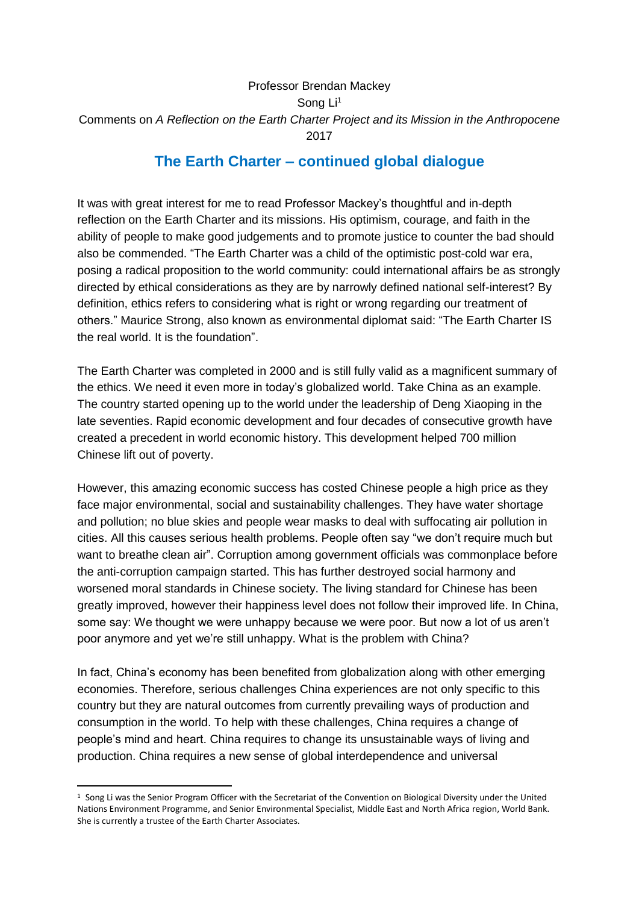Professor Brendan Mackey

Song Li[1]

Comments on *A Reflection on the Earth Charter Project and its Mission in the Anthropocene*

2017

# The Earth Charter – continued global dialogue

It was with great interest for me to read Professor Mackey's thoughtful and in-depth reflection on the Earth Charter and its missions. His optimism, courage, and faith in the ability of people to make good judgements and to promote justice to counter the bad should also be commended. "The Earth Charter was a child of the optimistic post-cold war era, posing a radical proposition to the world community: could international affairs be as strongly directed by ethical considerations as they are by narrowly defined national self-interest? By definition, ethics refers to considering what is right or wrong regarding our treatment of others." Maurice Strong, also known as environmental diplomat said: "The Earth Charter IS the real world. It is the foundation".

The Earth Charter was completed in 2000 and is still fully valid as a magnificent summary of the ethics. We need it even more in today's globalized world. Take China as an example. The country started opening up to the world under the leadership of Deng Xiaoping in the late seventies. Rapid economic development and four decades of consecutive growth have created a precedent in world economic history. This development helped 700 million Chinese lift out of poverty.

However, this amazing economic success has costed Chinese people a high price as they face major environmental, social and sustainability challenges. They have water shortage and pollution; no blue skies and people wear masks to deal with suffocating air pollution in cities. All this causes serious health problems. People often say "we don't require much but want to breathe clean air". Corruption among government officials was commonplace before the anti-corruption campaign started. This has further destroyed social harmony and worsened moral standards in Chinese society. The living standard for Chinese has been greatly improved, however their happiness level does not follow their improved life. In China, some say: We thought we were unhappy because we were poor. But now a lot of us aren't poor anymore and yet we're still unhappy. What is the problem with China?

In fact, China's economy has been benefited from globalization along with other emerging economies. Therefore, serious challenges China experiences are not only specific to this country but they are natural outcomes from currently prevailing ways of production and consumption in the world. To help with these challenges, China requires a change of people's mind and heart. China requires to change its unsustainable ways of living and production. China requires a new sense of global interdependence and universal

---

[1] Song Li was the Senior Program Officer with the Secretariat of the Convention on Biological Diversity under the United Nations Environment Programme, and Senior Environmental Specialist, Middle East and North Africa region, World Bank. She is currently a trustee of the Earth Charter Associates.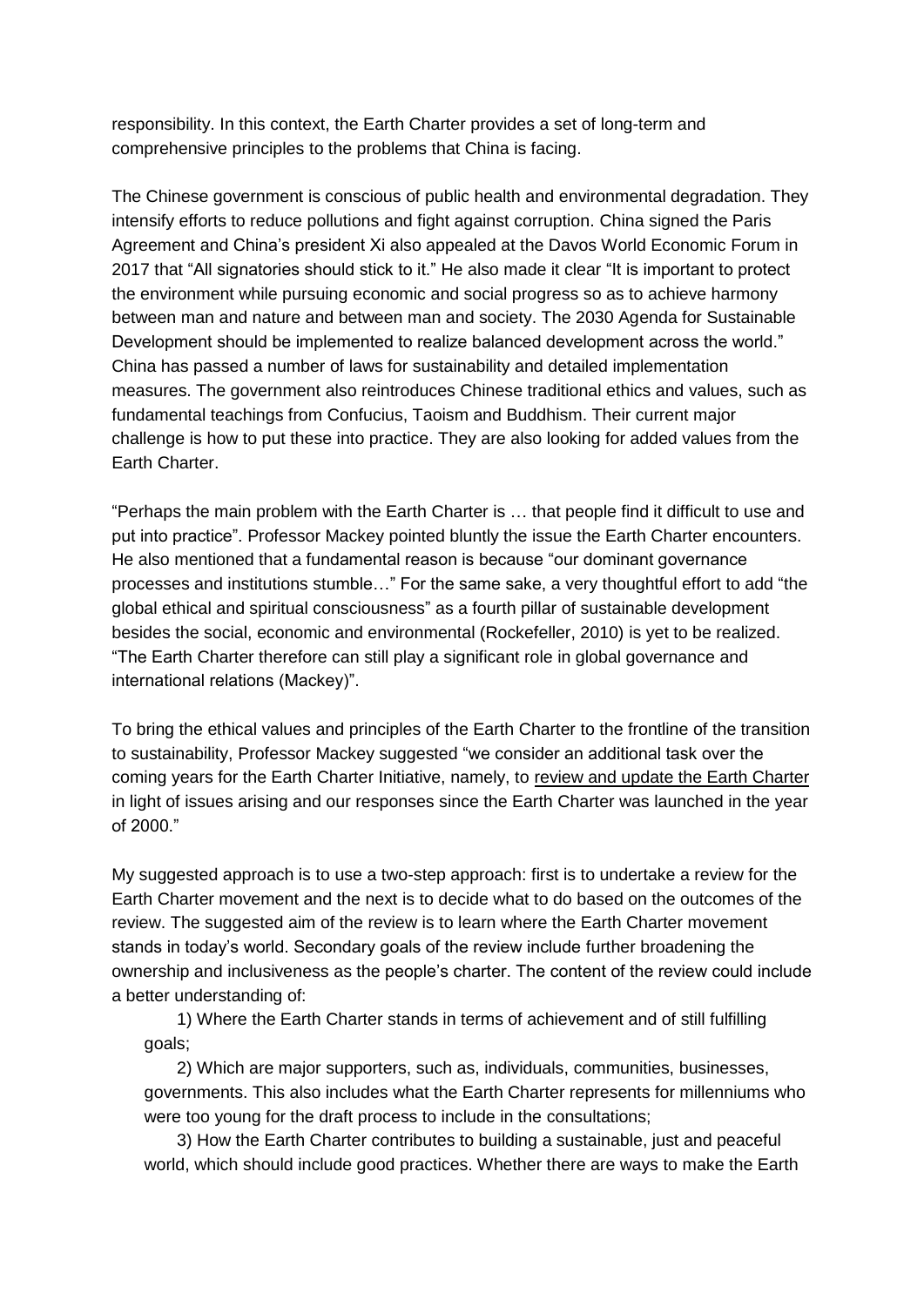responsibility. In this context, the Earth Charter provides a set of long-term and comprehensive principles to the problems that China is facing.

The Chinese government is conscious of public health and environmental degradation. They intensify efforts to reduce pollutions and fight against corruption. China signed the Paris Agreement and China's president Xi also appealed at the Davos World Economic Forum in 2017 that "All signatories should stick to it." He also made it clear "It is important to protect the environment while pursuing economic and social progress so as to achieve harmony between man and nature and between man and society. The 2030 Agenda for Sustainable Development should be implemented to realize balanced development across the world." China has passed a number of laws for sustainability and detailed implementation measures. The government also reintroduces Chinese traditional ethics and values, such as fundamental teachings from Confucius, Taoism and Buddhism. Their current major challenge is how to put these into practice. They are also looking for added values from the Earth Charter.

"Perhaps the main problem with the Earth Charter is … that people find it difficult to use and put into practice". Professor Mackey pointed bluntly the issue the Earth Charter encounters. He also mentioned that a fundamental reason is because "our dominant governance processes and institutions stumble…" For the same sake, a very thoughtful effort to add "the global ethical and spiritual consciousness" as a fourth pillar of sustainable development besides the social, economic and environmental (Rockefeller, 2010) is yet to be realized. "The Earth Charter therefore can still play a significant role in global governance and international relations (Mackey)".

To bring the ethical values and principles of the Earth Charter to the frontline of the transition to sustainability, Professor Mackey suggested "we consider an additional task over the coming years for the Earth Charter Initiative, namely, to review and update the Earth Charter in light of issues arising and our responses since the Earth Charter was launched in the year of 2000."

My suggested approach is to use a two-step approach: first is to undertake a review for the Earth Charter movement and the next is to decide what to do based on the outcomes of the review. The suggested aim of the review is to learn where the Earth Charter movement stands in today's world. Secondary goals of the review include further broadening the ownership and inclusiveness as the people's charter. The content of the review could include a better understanding of:

1) Where the Earth Charter stands in terms of achievement and of still fulfilling goals;

2) Which are major supporters, such as, individuals, communities, businesses, governments. This also includes what the Earth Charter represents for millenniums who were too young for the draft process to include in the consultations;

3) How the Earth Charter contributes to building a sustainable, just and peaceful world, which should include good practices. Whether there are ways to make the Earth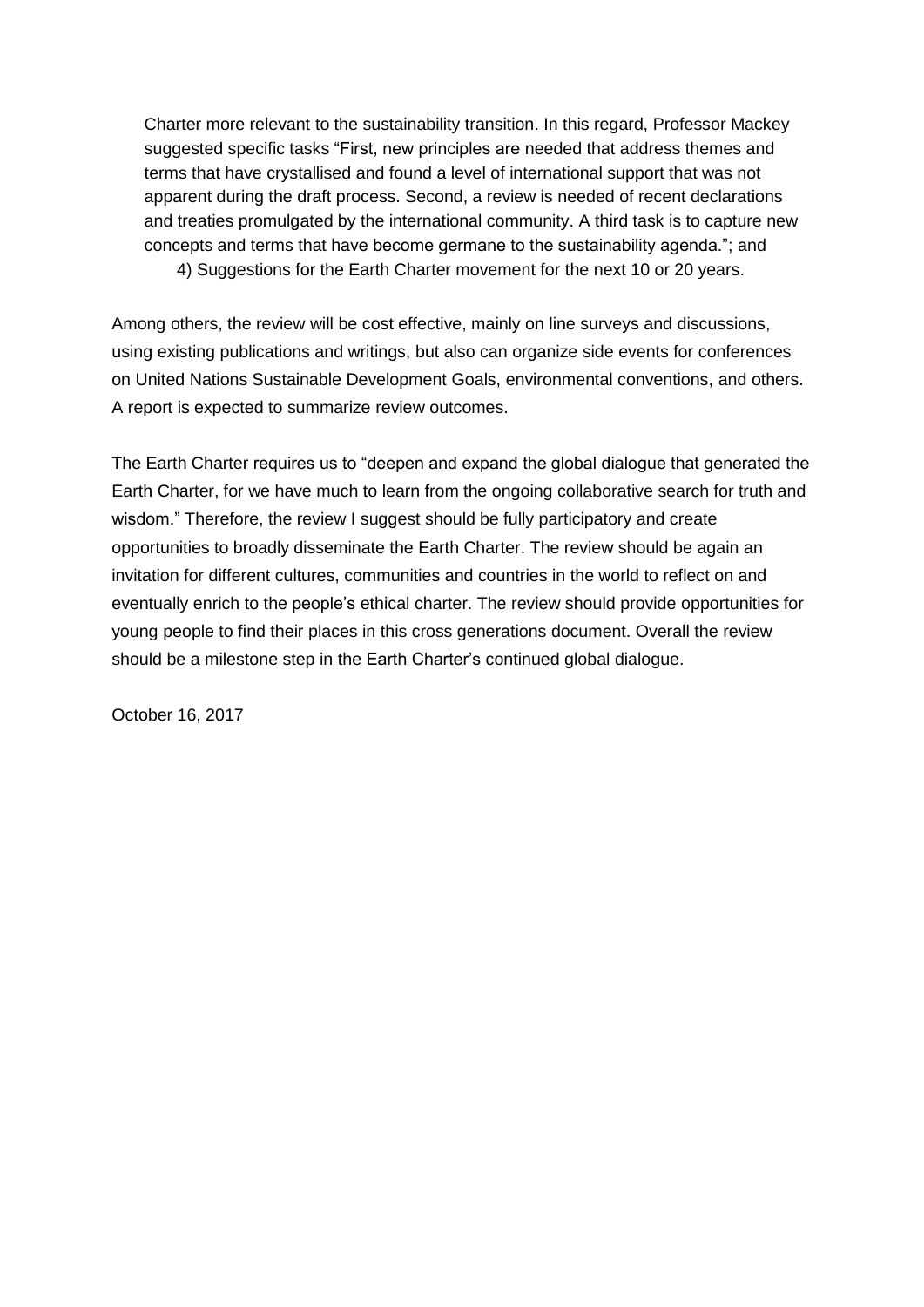Charter more relevant to the sustainability transition. In this regard, Professor Mackey suggested specific tasks "First, new principles are needed that address themes and terms that have crystallised and found a level of international support that was not apparent during the draft process. Second, a review is needed of recent declarations and treaties promulgated by the international community. A third task is to capture new concepts and terms that have become germane to the sustainability agenda."; and

4) Suggestions for the Earth Charter movement for the next 10 or 20 years.

Among others, the review will be cost effective, mainly on line surveys and discussions, using existing publications and writings, but also can organize side events for conferences on United Nations Sustainable Development Goals, environmental conventions, and others. A report is expected to summarize review outcomes.

The Earth Charter requires us to "deepen and expand the global dialogue that generated the Earth Charter, for we have much to learn from the ongoing collaborative search for truth and wisdom." Therefore, the review I suggest should be fully participatory and create opportunities to broadly disseminate the Earth Charter. The review should be again an invitation for different cultures, communities and countries in the world to reflect on and eventually enrich to the people's ethical charter. The review should provide opportunities for young people to find their places in this cross generations document. Overall the review should be a milestone step in the Earth Charter's continued global dialogue.

October 16, 2017